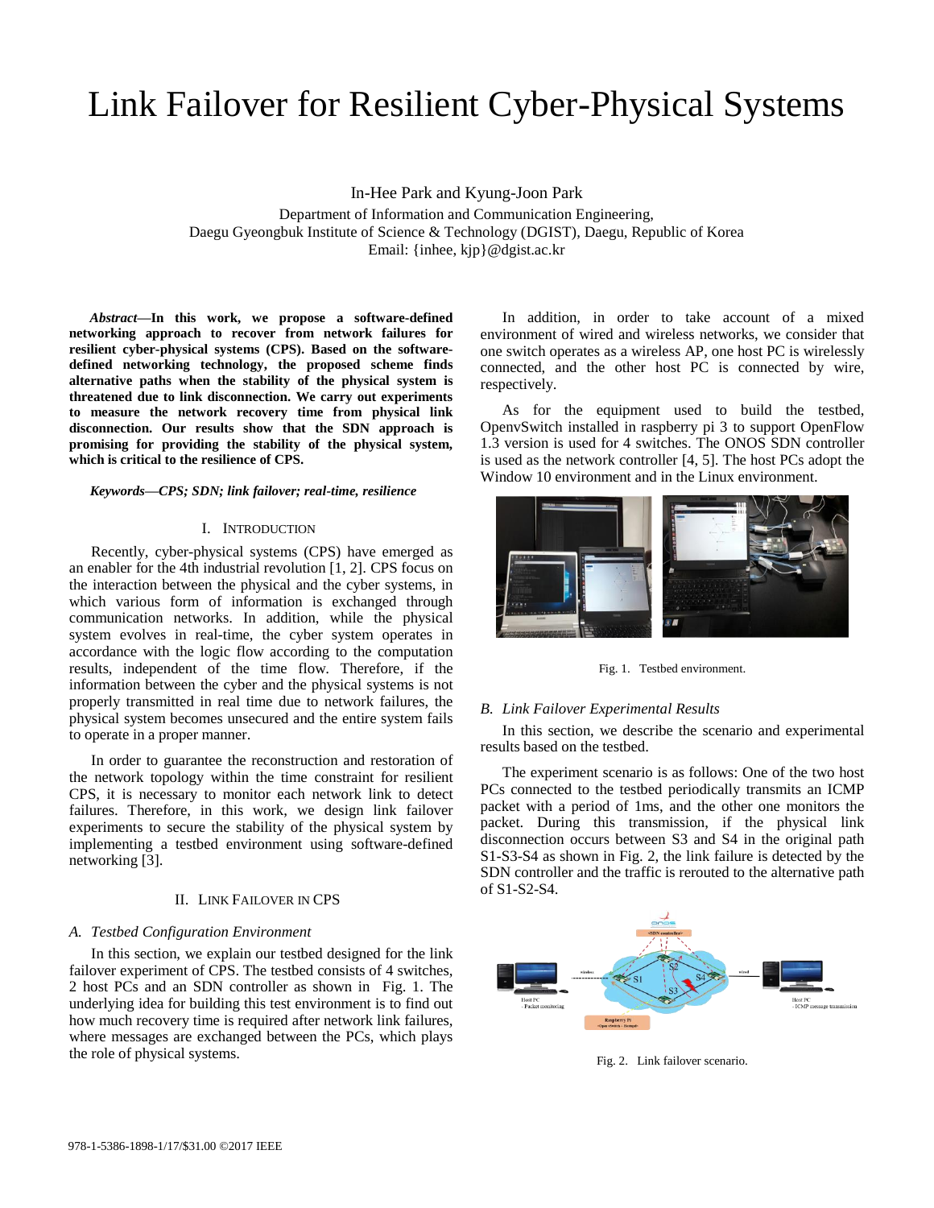# Link Failover for Resilient Cyber-Physical Systems

In-Hee Park and Kyung-Joon Park

Department of Information and Communication Engineering,
Daegu Gyeongbuk Institute of Science & Technology (DGIST), Daegu, Republic of Korea
Email: {inhee, kjp}@dgist.ac.kr

***Abstract*—In this work, we propose a software-defined networking approach to recover from network failures for resilient cyber-physical systems (CPS). Based on the software-defined networking technology, the proposed scheme finds alternative paths when the stability of the physical system is threatened due to link disconnection. We carry out experiments to measure the network recovery time from physical link disconnection. Our results show that the SDN approach is promising for providing the stability of the physical system, which is critical to the resilience of CPS.**

***Keywords—CPS; SDN; link failover; real-time, resilience***

## I. Introduction

Recently, cyber-physical systems (CPS) have emerged as an enabler for the 4th industrial revolution [1, 2]. CPS focus on the interaction between the physical and the cyber systems, in which various form of information is exchanged through communication networks. In addition, while the physical system evolves in real-time, the cyber system operates in accordance with the logic flow according to the computation results, independent of the time flow. Therefore, if the information between the cyber and the physical systems is not properly transmitted in real time due to network failures, the physical system becomes unsecured and the entire system fails to operate in a proper manner.

In order to guarantee the reconstruction and restoration of the network topology within the time constraint for resilient CPS, it is necessary to monitor each network link to detect failures. Therefore, in this work, we design link failover experiments to secure the stability of the physical system by implementing a testbed environment using software-defined networking [3].

## II. Link Failover in CPS

### *A. Testbed Configuration Environment*

In this section, we explain our testbed designed for the link failover experiment of CPS. The testbed consists of 4 switches, 2 host PCs and an SDN controller as shown in Fig. 1. The underlying idea for building this test environment is to find out how much recovery time is required after network link failures, where messages are exchanged between the PCs, which plays the role of physical systems.

In addition, in order to take account of a mixed environment of wired and wireless networks, we consider that one switch operates as a wireless AP, one host PC is wirelessly connected, and the other host PC is connected by wire, respectively.

As for the equipment used to build the testbed, OpenvSwitch installed in raspberry pi 3 to support OpenFlow 1.3 version is used for 4 switches. The ONOS SDN controller is used as the network controller [4, 5]. The host PCs adopt the Window 10 environment and in the Linux environment.

Fig. 1. Testbed environment.

### *B. Link Failover Experimental Results*

In this section, we describe the scenario and experimental results based on the testbed.

The experiment scenario is as follows: One of the two host PCs connected to the testbed periodically transmits an ICMP packet with a period of 1ms, and the other one monitors the packet. During this transmission, if the physical link disconnection occurs between S3 and S4 in the original path S1-S3-S4 as shown in Fig. 2, the link failure is detected by the SDN controller and the traffic is rerouted to the alternative path of S1-S2-S4.

Fig. 2. Link failover scenario.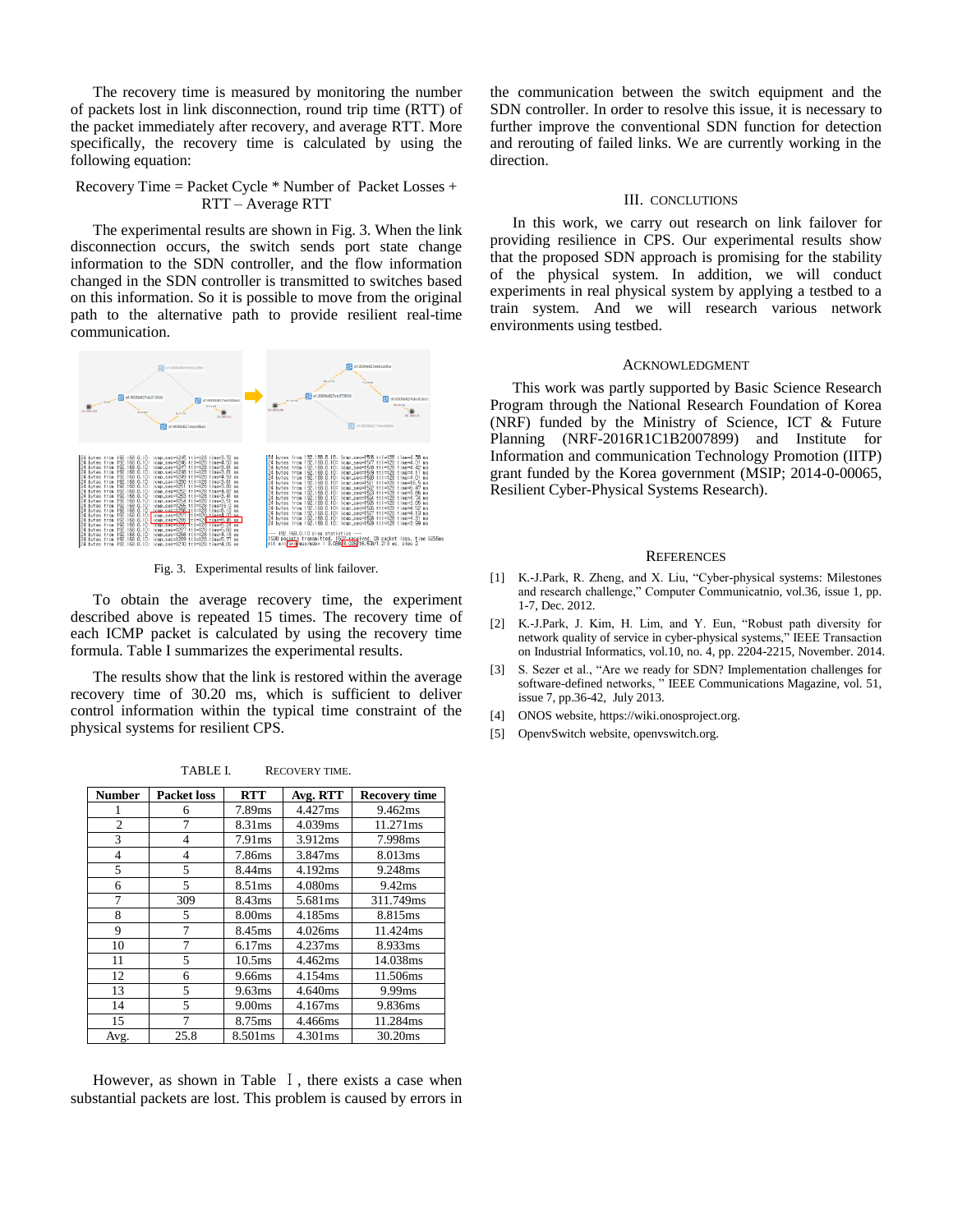The recovery time is measured by monitoring the number of packets lost in link disconnection, round trip time (RTT) of the packet immediately after recovery, and average RTT. More specifically, the recovery time is calculated by using the following equation:

$$\text{Recovery Time} = \text{Packet Cycle} * \text{Number of Packet Losses} + \text{RTT} - \text{Average RTT}$$

The experimental results are shown in Fig. 3. When the link disconnection occurs, the switch sends port state change information to the SDN controller, and the flow information changed in the SDN controller is transmitted to switches based on this information. So it is possible to move from the original path to the alternative path to provide resilient real-time communication.

Fig. 3. Experimental results of link failover.

To obtain the average recovery time, the experiment described above is repeated 15 times. The recovery time of each ICMP packet is calculated by using the recovery time formula. Table I summarizes the experimental results.

The results show that the link is restored within the average recovery time of 30.20 ms, which is sufficient to deliver control information within the typical time constraint of the physical systems for resilient CPS.

TABLE I. RECOVERY TIME.

| Number | Packet loss | RTT | Avg. RTT | Recovery time |
|---|---|---|---|---|
| 1 | 6 | 7.89ms | 4.427ms | 9.462ms |
| 2 | 7 | 8.31ms | 4.039ms | 11.271ms |
| 3 | 4 | 7.91ms | 3.912ms | 7.998ms |
| 4 | 4 | 7.86ms | 3.847ms | 8.013ms |
| 5 | 5 | 8.44ms | 4.192ms | 9.248ms |
| 6 | 5 | 8.51ms | 4.080ms | 9.42ms |
| 7 | 309 | 8.43ms | 5.681ms | 311.749ms |
| 8 | 5 | 8.00ms | 4.185ms | 8.815ms |
| 9 | 7 | 8.45ms | 4.026ms | 11.424ms |
| 10 | 7 | 6.17ms | 4.237ms | 8.933ms |
| 11 | 5 | 10.5ms | 4.462ms | 14.038ms |
| 12 | 6 | 9.66ms | 4.154ms | 11.506ms |
| 13 | 5 | 9.63ms | 4.640ms | 9.99ms |
| 14 | 5 | 9.00ms | 4.167ms | 9.836ms |
| 15 | 7 | 8.75ms | 4.466ms | 11.284ms |
| Avg. | 25.8 | 8.501ms | 4.301ms | 30.20ms |

However, as shown in Table Ⅰ, there exists a case when substantial packets are lost. This problem is caused by errors in the communication between the switch equipment and the SDN controller. In order to resolve this issue, it is necessary to further improve the conventional SDN function for detection and rerouting of failed links. We are currently working in the direction.

## III. CONCLUTIONS

In this work, we carry out research on link failover for providing resilience in CPS. Our experimental results show that the proposed SDN approach is promising for the stability of the physical system. In addition, we will conduct experiments in real physical system by applying a testbed to a train system. And we will research various network environments using testbed.

## ACKNOWLEDGMENT

This work was partly supported by Basic Science Research Program through the National Research Foundation of Korea (NRF) funded by the Ministry of Science, ICT & Future Planning (NRF-2016R1C1B2007899) and Institute for Information and communication Technology Promotion (IITP) grant funded by the Korea government (MSIP; 2014-0-00065, Resilient Cyber-Physical Systems Research).

## REFERENCES

[1] K.-J.Park, R. Zheng, and X. Liu, "Cyber-physical systems: Milestones and research challenge," Computer Communicatnio, vol.36, issue 1, pp. 1-7, Dec. 2012.

[2] K.-J.Park, J. Kim, H. Lim, and Y. Eun, "Robust path diversity for network quality of service in cyber-physical systems," IEEE Transaction on Industrial Informatics, vol.10, no. 4, pp. 2204-2215, November. 2014.

[3] S. Sezer et al., "Are we ready for SDN? Implementation challenges for software-defined networks, " IEEE Communications Magazine, vol. 51, issue 7, pp.36-42, July 2013.

[4] ONOS website, https://wiki.onosproject.org.

[5] OpenvSwitch website, openvswitch.org.